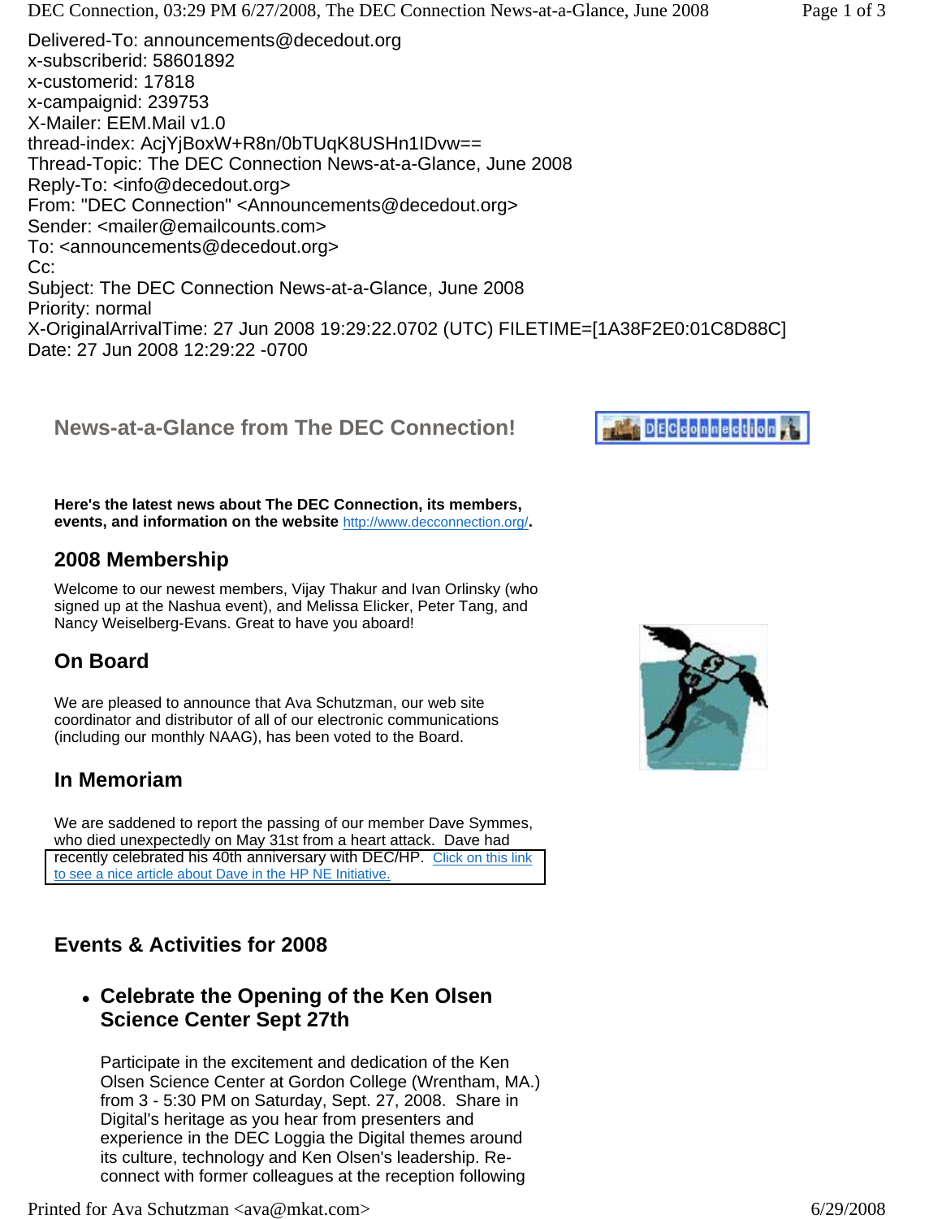Delivered-To: announcements@decedout.org
x-subscriberid: 58601892
x-customerid: 17818
x-campaignid: 239753
X-Mailer: EEM.Mail v1.0
thread-index: AcjYjBoxW+R8n/0bTUqK8USHn1IDvw==
Thread-Topic: The DEC Connection News-at-a-Glance, June 2008
Reply-To: <info@decedout.org>
From: "DEC Connection" <Announcements@decedout.org>
Sender: <mailer@emailcounts.com>
To: <announcements@decedout.org>
Cc:
Subject: The DEC Connection News-at-a-Glance, June 2008
Priority: normal
X-OriginalArrivalTime: 27 Jun 2008 19:29:22.0702 (UTC) FILETIME=[1A38F2E0:01C8D88C]
Date: 27 Jun 2008 12:29:22 -0700

## News-at-a-Glance from The DEC Connection!

**Here's the latest news about The DEC Connection, its members, events, and information on the website** http://www.decconnection.org/.

## 2008 Membership

Welcome to our newest members, Vijay Thakur and Ivan Orlinsky (who signed up at the Nashua event), and Melissa Elicker, Peter Tang, and Nancy Weiselberg-Evans. Great to have you aboard!

## On Board

We are pleased to announce that Ava Schutzman, our web site coordinator and distributor of all of our electronic communications (including our monthly NAAG), has been voted to the Board.

## In Memoriam

We are saddened to report the passing of our member Dave Symmes, who died unexpectedly on May 31st from a heart attack. Dave had recently celebrated his 40th anniversary with DEC/HP. Click on this link to see a nice article about Dave in the HP NE Initiative.

## Events & Activities for 2008

- ### Celebrate the Opening of the Ken Olsen Science Center Sept 27th

  Participate in the excitement and dedication of the Ken Olsen Science Center at Gordon College (Wrentham, MA.) from 3 - 5:30 PM on Saturday, Sept. 27, 2008. Share in Digital's heritage as you hear from presenters and experience in the DEC Loggia the Digital themes around its culture, technology and Ken Olsen's leadership. Re-connect with former colleagues at the reception following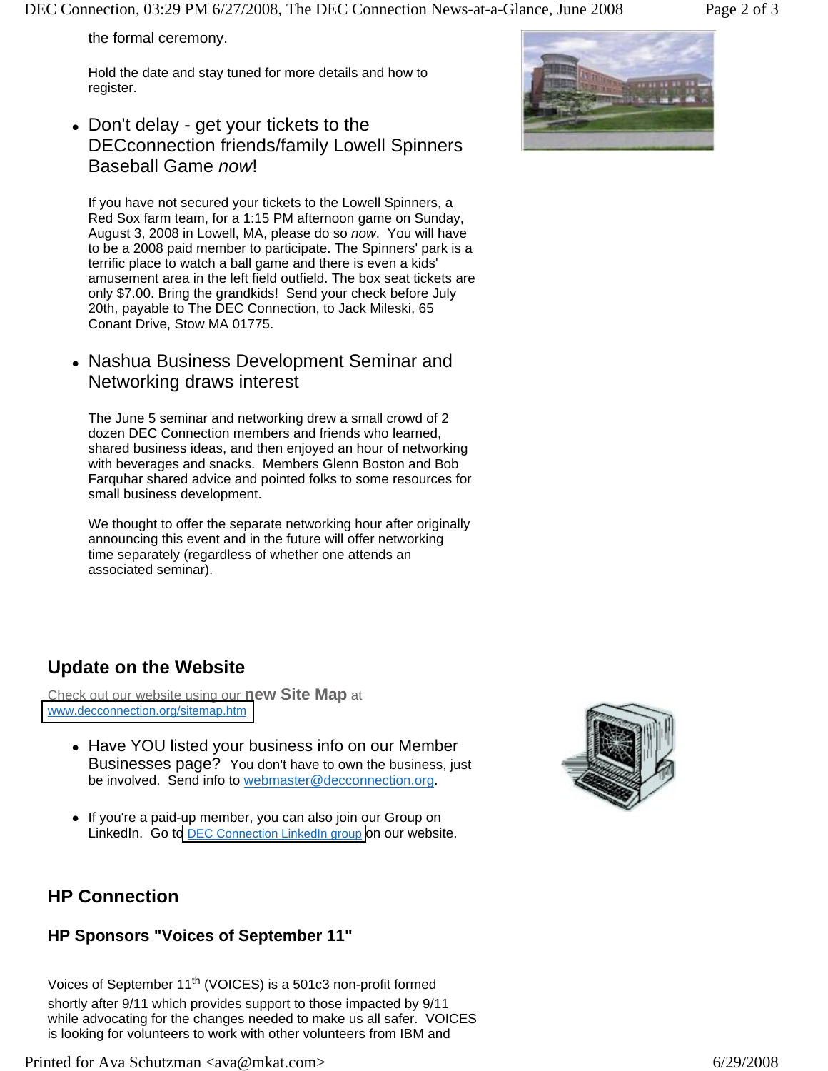the formal ceremony.

Hold the date and stay tuned for more details and how to register.

- Don't delay - get your tickets to the DECconnection friends/family Lowell Spinners Baseball Game *now*!

  If you have not secured your tickets to the Lowell Spinners, a Red Sox farm team, for a 1:15 PM afternoon game on Sunday, August 3, 2008 in Lowell, MA, please do so *now*. You will have to be a 2008 paid member to participate. The Spinners' park is a terrific place to watch a ball game and there is even a kids' amusement area in the left field outfield. The box seat tickets are only $7.00. Bring the grandkids! Send your check before July 20th, payable to The DEC Connection, to Jack Mileski, 65 Conant Drive, Stow MA 01775.

- Nashua Business Development Seminar and Networking draws interest

  The June 5 seminar and networking drew a small crowd of 2 dozen DEC Connection members and friends who learned, shared business ideas, and then enjoyed an hour of networking with beverages and snacks. Members Glenn Boston and Bob Farquhar shared advice and pointed folks to some resources for small business development.

  We thought to offer the separate networking hour after originally announcing this event and in the future will offer networking time separately (regardless of whether one attends an associated seminar).

## Update on the Website

Check out our website using our **new Site Map** at www.decconnection.org/sitemap.htm

- Have YOU listed your business info on our Member Businesses page? You don't have to own the business, just be involved. Send info to webmaster@decconnection.org.

- If you're a paid-up member, you can also join our Group on LinkedIn. Go to DEC Connection LinkedIn group on our website.

## HP Connection

### HP Sponsors "Voices of September 11"

Voices of September 11th (VOICES) is a 501c3 non-profit formed shortly after 9/11 which provides support to those impacted by 9/11 while advocating for the changes needed to make us all safer. VOICES is looking for volunteers to work with other volunteers from IBM and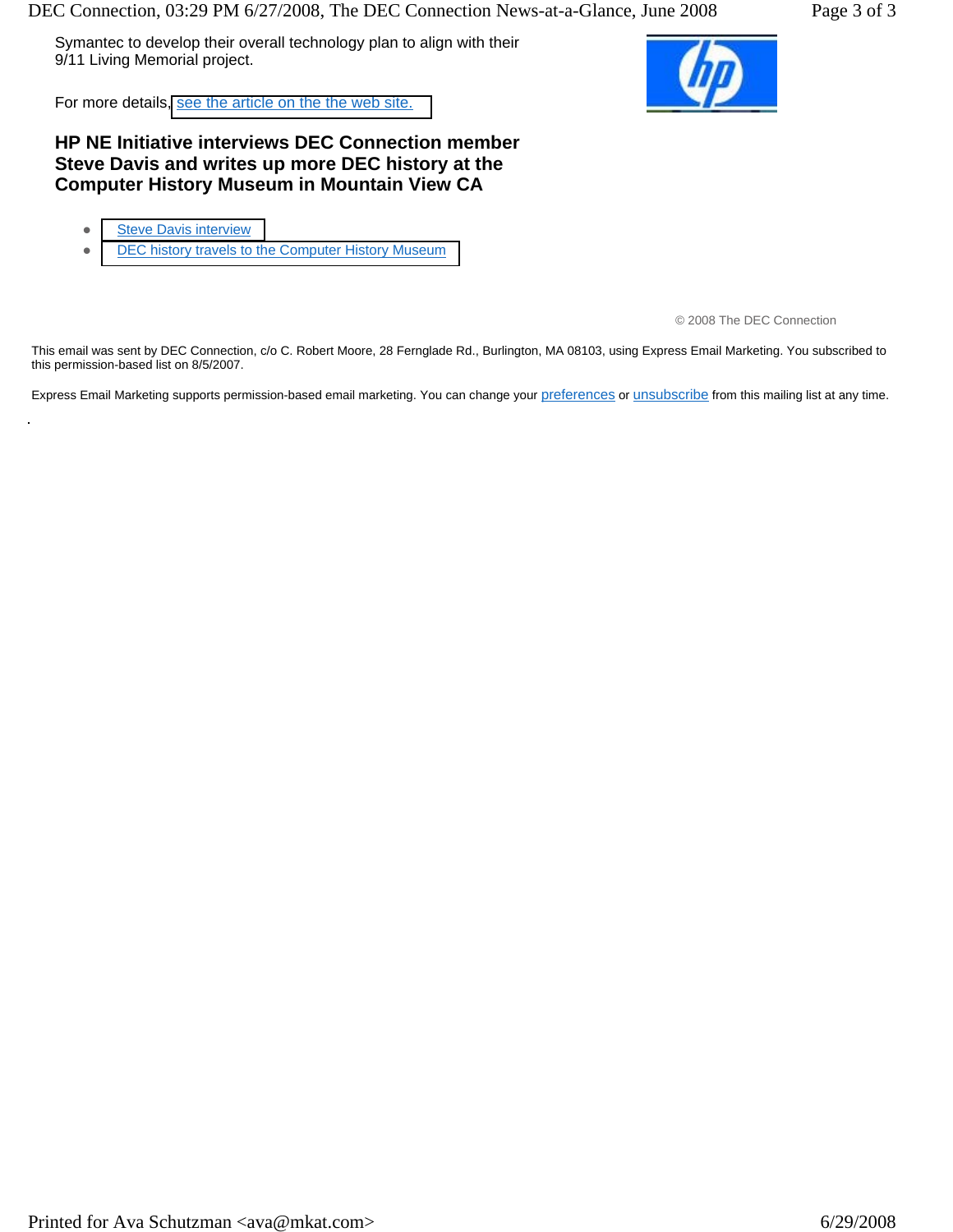Symantec to develop their overall technology plan to align with their 9/11 Living Memorial project.

For more details, see the article on the the web site.

### HP NE Initiative interviews DEC Connection member Steve Davis and writes up more DEC history at the Computer History Museum in Mountain View CA

- Steve Davis interview
- DEC history travels to the Computer History Museum

© 2008 The DEC Connection

This email was sent by DEC Connection, c/o C. Robert Moore, 28 Fernglade Rd., Burlington, MA 08103, using Express Email Marketing. You subscribed to this permission-based list on 8/5/2007.

Express Email Marketing supports permission-based email marketing. You can change your preferences or unsubscribe from this mailing list at any time.